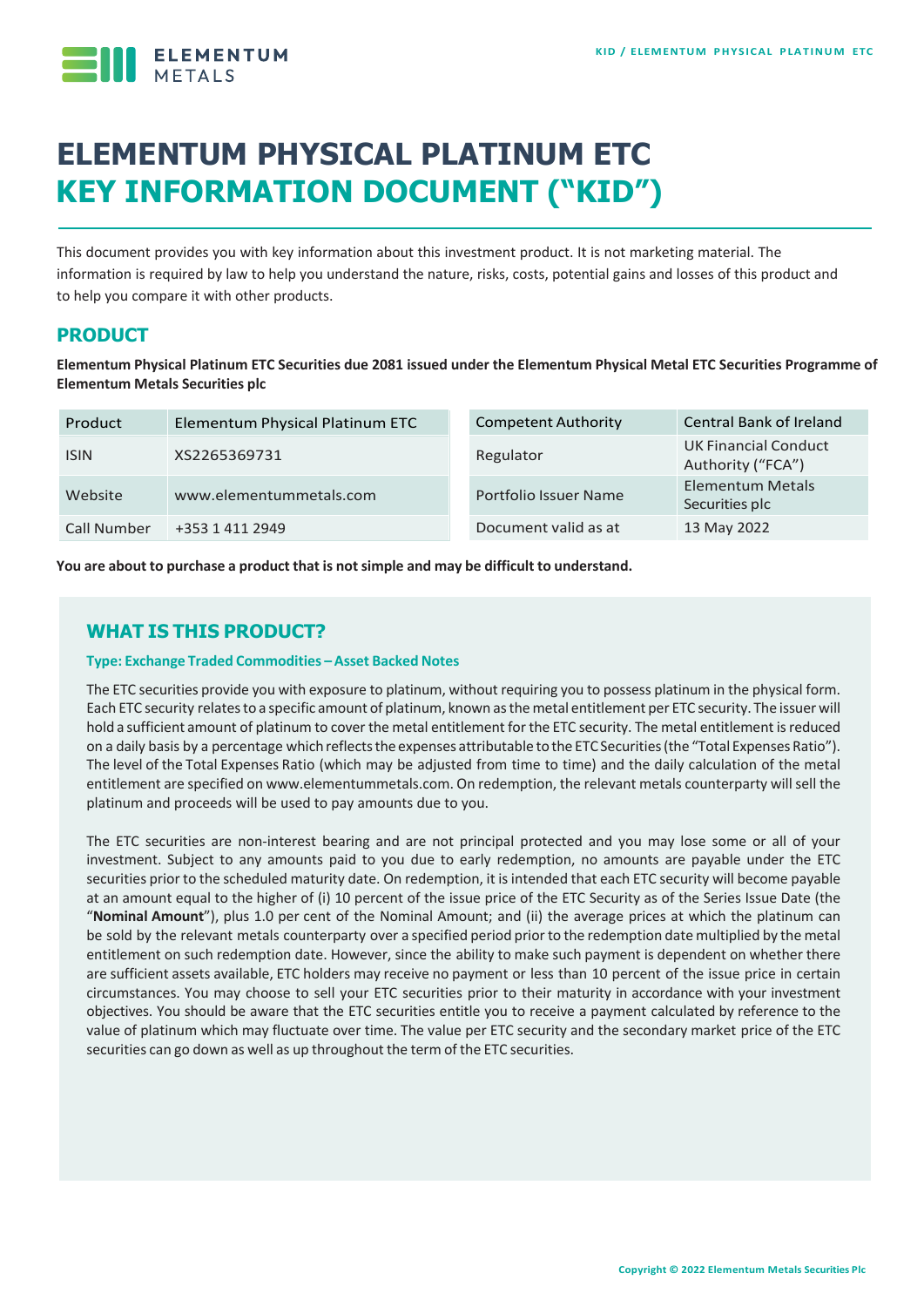# ELEMENTUM PHYSICAL PLATINUM ETC
# KEY INFORMATION DOCUMENT ("KID")

This document provides you with key information about this investment product. It is not marketing material. The information is required by law to help you understand the nature, risks, costs, potential gains and losses of this product and to help you compare it with other products.

## PRODUCT

**Elementum Physical Platinum ETC Securities due 2081 issued under the Elementum Physical Metal ETC Securities Programme of Elementum Metals Securities plc**

| Product | Elementum Physical Platinum ETC | Competent Authority | Central Bank of Ireland |
|---|---|---|---|
| ISIN | XS2265369731 | Regulator | UK Financial Conduct Authority ("FCA") |
| Website | www.elementummetals.com | Portfolio Issuer Name | Elementum Metals Securities plc |
| Call Number | +353 1 411 2949 | Document valid as at | 13 May 2022 |

**You are about to purchase a product that is not simple and may be difficult to understand.**

## WHAT IS THIS PRODUCT?

### Type: Exchange Traded Commodities – Asset Backed Notes

The ETC securities provide you with exposure to platinum, without requiring you to possess platinum in the physical form. Each ETC security relates to a specific amount of platinum, known as the metal entitlement per ETC security. The issuer will hold a sufficient amount of platinum to cover the metal entitlement for the ETC security. The metal entitlement is reduced on a daily basis by a percentage which reflects the expenses attributable to the ETC Securities (the "Total Expenses Ratio"). The level of the Total Expenses Ratio (which may be adjusted from time to time) and the daily calculation of the metal entitlement are specified on www.elementummetals.com. On redemption, the relevant metals counterparty will sell the platinum and proceeds will be used to pay amounts due to you.

The ETC securities are non-interest bearing and are not principal protected and you may lose some or all of your investment. Subject to any amounts paid to you due to early redemption, no amounts are payable under the ETC securities prior to the scheduled maturity date. On redemption, it is intended that each ETC security will become payable at an amount equal to the higher of (i) 10 percent of the issue price of the ETC Security as of the Series Issue Date (the "**Nominal Amount**"), plus 1.0 per cent of the Nominal Amount; and (ii) the average prices at which the platinum can be sold by the relevant metals counterparty over a specified period prior to the redemption date multiplied by the metal entitlement on such redemption date. However, since the ability to make such payment is dependent on whether there are sufficient assets available, ETC holders may receive no payment or less than 10 percent of the issue price in certain circumstances. You may choose to sell your ETC securities prior to their maturity in accordance with your investment objectives. You should be aware that the ETC securities entitle you to receive a payment calculated by reference to the value of platinum which may fluctuate over time. The value per ETC security and the secondary market price of the ETC securities can go down as well as up throughout the term of the ETC securities.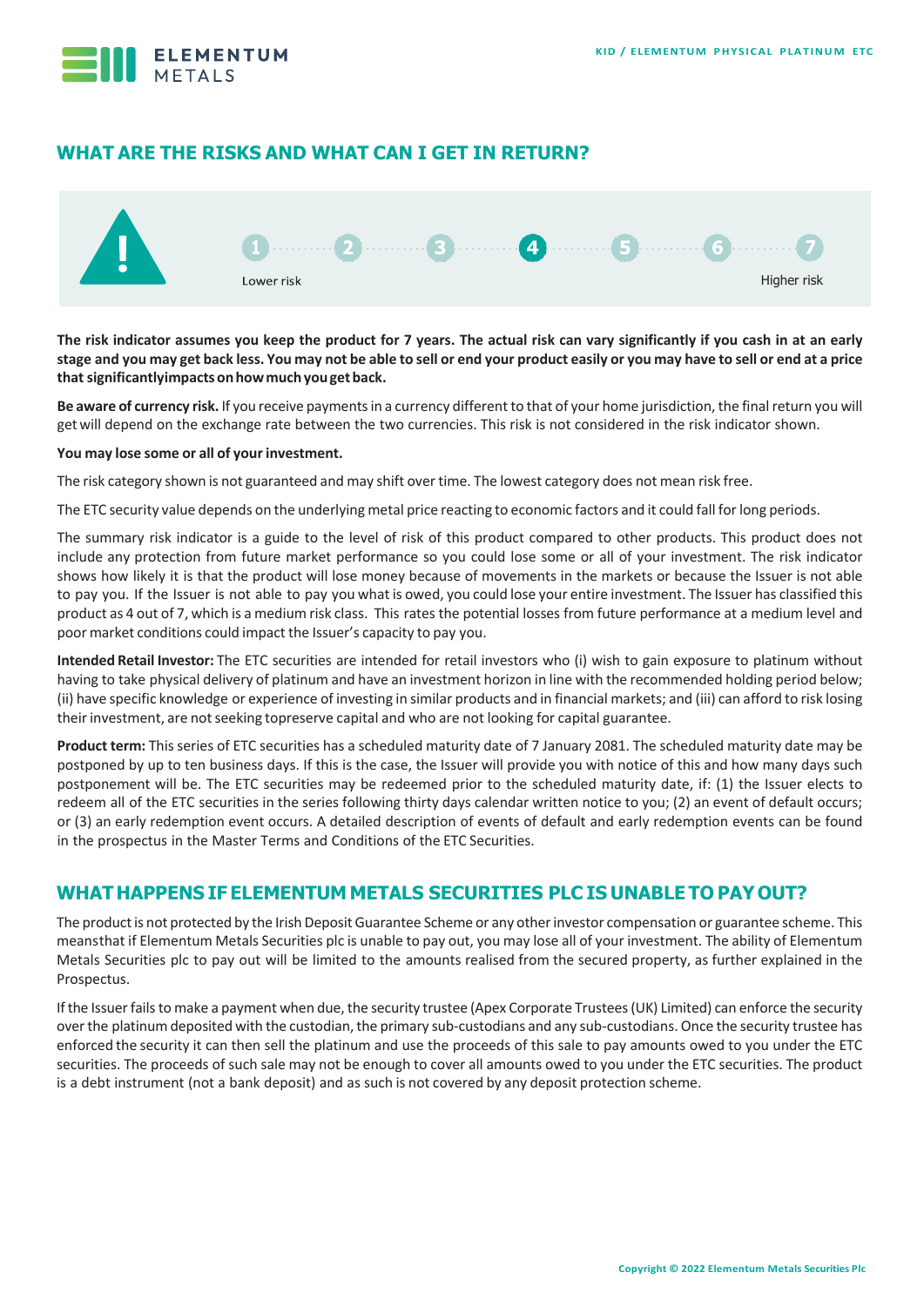## WHAT ARE THE RISKS AND WHAT CAN I GET IN RETURN?

1 2 3 **4** 5 6 7

Lower risk — Higher risk

**The risk indicator assumes you keep the product for 7 years. The actual risk can vary significantly if you cash in at an early stage and you may get back less. You may not be able to sell or end your product easily or you may have to sell or end at a price that significantlyimpacts onhowmuch youget back.**

**Be aware of currency risk.** If you receive payments in a currency different to that of your home jurisdiction, the final return you will get will depend on the exchange rate between the two currencies. This risk is not considered in the risk indicator shown.

**You may lose some or all of your investment.**

The risk category shown is not guaranteed and may shift over time. The lowest category does not mean risk free.

The ETC security value depends on the underlying metal price reacting to economic factors and it could fall for long periods.

The summary risk indicator is a guide to the level of risk of this product compared to other products. This product does not include any protection from future market performance so you could lose some or all of your investment. The risk indicator shows how likely it is that the product will lose money because of movements in the markets or because the Issuer is not able to pay you. If the Issuer is not able to pay you what is owed, you could lose your entire investment. The Issuer has classified this product as 4 out of 7, which is a medium risk class. This rates the potential losses from future performance at a medium level and poor market conditions could impact the Issuer's capacity to pay you.

**Intended Retail Investor:** The ETC securities are intended for retail investors who (i) wish to gain exposure to platinum without having to take physical delivery of platinum and have an investment horizon in line with the recommended holding period below; (ii) have specific knowledge or experience of investing in similar products and in financial markets; and (iii) can afford to risk losing their investment, are not seeking topreserve capital and who are not looking for capital guarantee.

**Product term:** This series of ETC securities has a scheduled maturity date of 7 January 2081. The scheduled maturity date may be postponed by up to ten business days. If this is the case, the Issuer will provide you with notice of this and how many days such postponement will be. The ETC securities may be redeemed prior to the scheduled maturity date, if: (1) the Issuer elects to redeem all of the ETC securities in the series following thirty days calendar written notice to you; (2) an event of default occurs; or (3) an early redemption event occurs. A detailed description of events of default and early redemption events can be found in the prospectus in the Master Terms and Conditions of the ETC Securities.

## WHAT HAPPENS IF ELEMENTUM METALS SECURITIES PLC IS UNABLE TO PAY OUT?

The product is not protected by the Irish Deposit Guarantee Scheme or any other investor compensation or guarantee scheme. This meansthat if Elementum Metals Securities plc is unable to pay out, you may lose all of your investment. The ability of Elementum Metals Securities plc to pay out will be limited to the amounts realised from the secured property, as further explained in the Prospectus.

If the Issuer fails to make a payment when due, the security trustee (Apex Corporate Trustees (UK) Limited) can enforce the security over the platinum deposited with the custodian, the primary sub-custodians and any sub-custodians. Once the security trustee has enforced the security it can then sell the platinum and use the proceeds of this sale to pay amounts owed to you under the ETC securities. The proceeds of such sale may not be enough to cover all amounts owed to you under the ETC securities. The product is a debt instrument (not a bank deposit) and as such is not covered by any deposit protection scheme.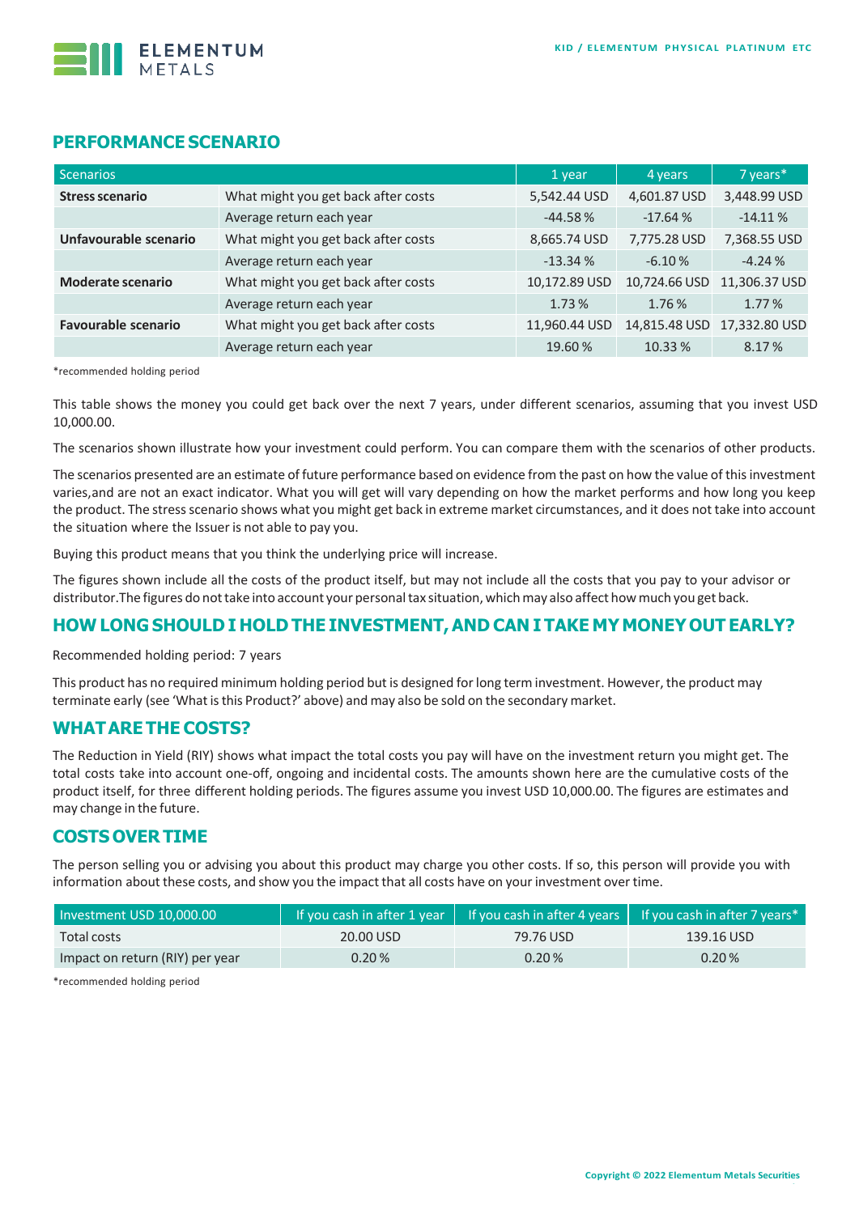## PERFORMANCE SCENARIO

| Scenarios | | 1 year | 4 years | 7 years* |
|---|---|---|---|---|
| **Stress scenario** | What might you get back after costs | 5,542.44 USD | 4,601.87 USD | 3,448.99 USD |
| | Average return each year | -44.58 % | -17.64 % | -14.11 % |
| **Unfavourable scenario** | What might you get back after costs | 8,665.74 USD | 7,775.28 USD | 7,368.55 USD |
| | Average return each year | -13.34 % | -6.10 % | -4.24 % |
| **Moderate scenario** | What might you get back after costs | 10,172.89 USD | 10,724.66 USD | 11,306.37 USD |
| | Average return each year | 1.73 % | 1.76 % | 1.77 % |
| **Favourable scenario** | What might you get back after costs | 11,960.44 USD | 14,815.48 USD | 17,332.80 USD |
| | Average return each year | 19.60 % | 10.33 % | 8.17 % |

*recommended holding period

This table shows the money you could get back over the next 7 years, under different scenarios, assuming that you invest USD 10,000.00.

The scenarios shown illustrate how your investment could perform. You can compare them with the scenarios of other products.

The scenarios presented are an estimate of future performance based on evidence from the past on how the value of this investment varies,and are not an exact indicator. What you will get will vary depending on how the market performs and how long you keep the product. The stress scenario shows what you might get back in extreme market circumstances, and it does not take into account the situation where the Issuer is not able to pay you.

Buying this product means that you think the underlying price will increase.

The figures shown include all the costs of the product itself, but may not include all the costs that you pay to your advisor or distributor.The figures do not take into account your personal tax situation, which may also affect how much you get back.

## HOW LONG SHOULD I HOLD THE INVESTMENT, AND CAN I TAKE MY MONEY OUT EARLY?

Recommended holding period: 7 years

This product has no required minimum holding period but is designed for long term investment. However, the product may terminate early (see 'What is this Product?' above) and may also be sold on the secondary market.

## WHAT ARE THE COSTS?

The Reduction in Yield (RIY) shows what impact the total costs you pay will have on the investment return you might get. The total costs take into account one-off, ongoing and incidental costs. The amounts shown here are the cumulative costs of the product itself, for three different holding periods. The figures assume you invest USD 10,000.00. The figures are estimates and may change in the future.

## COSTS OVER TIME

The person selling you or advising you about this product may charge you other costs. If so, this person will provide you with information about these costs, and show you the impact that all costs have on your investment over time.

| Investment USD 10,000.00 | If you cash in after 1 year | If you cash in after 4 years | If you cash in after 7 years* |
|---|---|---|---|
| Total costs | 20.00 USD | 79.76 USD | 139.16 USD |
| Impact on return (RIY) per year | 0.20 % | 0.20 % | 0.20 % |

*recommended holding period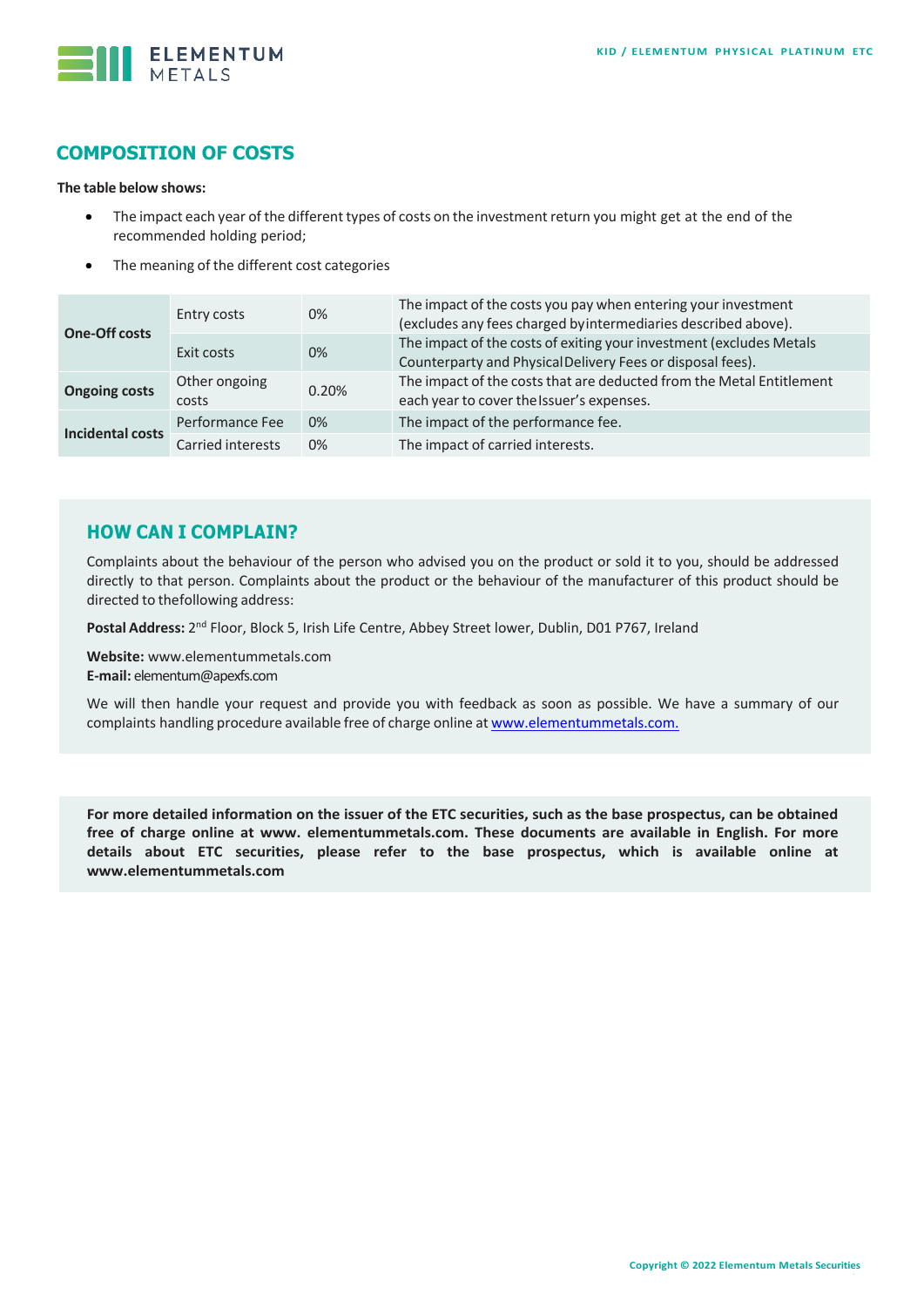## COMPOSITION OF COSTS

**The table below shows:**

- The impact each year of the different types of costs on the investment return you might get at the end of the recommended holding period;
- The meaning of the different cost categories

| | | | |
|---|---|---|---|
| **One-Off costs** | Entry costs | 0% | The impact of the costs you pay when entering your investment (excludes any fees charged byintermediaries described above). |
| | Exit costs | 0% | The impact of the costs of exiting your investment (excludes Metals Counterparty and PhysicalDelivery Fees or disposal fees). |
| **Ongoing costs** | Other ongoing costs | 0.20% | The impact of the costs that are deducted from the Metal Entitlement each year to cover theIssuer's expenses. |
| **Incidental costs** | Performance Fee | 0% | The impact of the performance fee. |
| | Carried interests | 0% | The impact of carried interests. |

## HOW CAN I COMPLAIN?

Complaints about the behaviour of the person who advised you on the product or sold it to you, should be addressed directly to that person. Complaints about the product or the behaviour of the manufacturer of this product should be directed to thefollowing address:

**Postal Address:** 2nd Floor, Block 5, Irish Life Centre, Abbey Street lower, Dublin, D01 P767, Ireland

**Website:** www.elementummetals.com
**E-mail:** elementum@apexfs.com

We will then handle your request and provide you with feedback as soon as possible. We have a summary of our complaints handling procedure available free of charge online at www.elementummetals.com.

**For more detailed information on the issuer of the ETC securities, such as the base prospectus, can be obtained free of charge online at www. elementummetals.com. These documents are available in English. For more details about ETC securities, please refer to the base prospectus, which is available online at www.elementummetals.com**